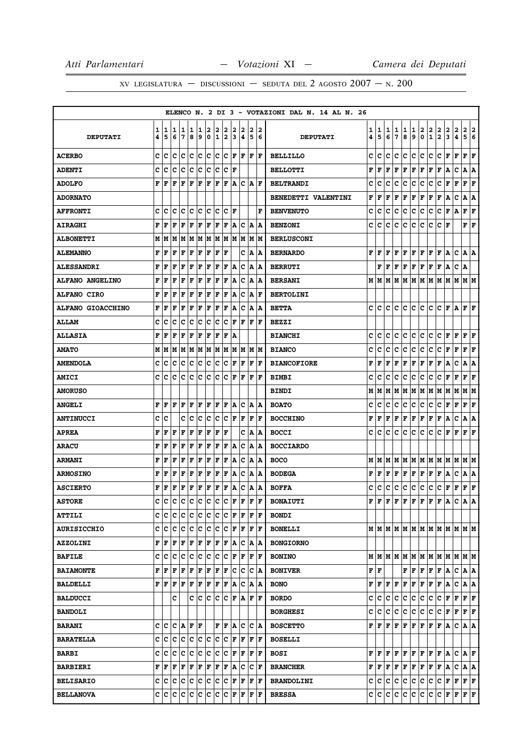ELENCO N. 2 DI 3 - VOTAZIONI DAL N. 14 AL N. 26

| DEPUTATI | 14 | 15 | 16 | 17 | 18 | 19 | 20 | 21 | 22 | 23 | 24 | 25 | 26 | DEPUTATI | 14 | 15 | 16 | 17 | 18 | 19 | 20 | 21 | 22 | 23 | 24 | 25 | 26 |
|---|---|---|---|---|---|---|---|---|---|---|---|---|---|---|---|---|---|---|---|---|---|---|---|---|---|---|---|
| ACERBO | C | C | C | C | C | C | C | C | C | F | F | F | F | BELLILLO | C | C | C | C | C | C | C | C | C | F | F | F | F |
| ADENTI | C | C | C | C | C | C | C | C | C | F |  |  |  | BELLOTTI | F | F | F | F | F | F | F | F | F | A | C | A | A |
| ADOLFO | F | F | F | F | F | F | F | F | F | A | C | A | F | BELTRANDI | C | C | C | C | C | C | C | C | C | F | F | F | F |
| ADORNATO |  |  |  |  |  |  |  |  |  |  |  |  |  | BENEDETTI VALENTINI | F | F | F | F | F | F | F | F | F | A | C | A | A |
| AFFRONTI | C | C | C | C | C | C | C | C | C | F |  |  | F | BENVENUTO | C | C | C | C | C | C | C | C | C | F | A | F | F |
| AIRAGHI | F | F | F | F | F | F | F | F | F | A | C | A | A | BENZONI | C | C | C | C | C | C | C | C | C | F |  | F | F |
| ALBONETTI | M | M | M | M | M | M | M | M | M | M | M | M | M | BERLUSCONI |  |  |  |  |  |  |  |  |  |  |  |  |  |
| ALEMANNO | F | F | F | F | F | F | F | F | F |  | C | A | A | BERNARDO | F | F | F | F | F | F | F | F | F | A | C | A | A |
| ALESSANDRI | F | F | F | F | F | F | F | F | F | A | C | A | A | BERRUTI |  | F | F | F | F | F | F | F | F | A | C | A |  |
| ALFANO ANGELINO | F | F | F | F | F | F | F | F | F | A | C | A | A | BERSANI | M | M | M | M | M | M | M | M | M | M | M | M | M |
| ALFANO CIRO | F | F | F | F | F | F | F | F | F | A | C | A | F | BERTOLINI |  |  |  |  |  |  |  |  |  |  |  |  |  |
| ALFANO GIOACCHINO | F | F | F | F | F | F | F | F | F | A | C | A | A | BETTA | C | C | C | C | C | C | C | C | C | F | A | F | F |
| ALLAM | C | C | C | C | C | C | C | C | C | F | F | F | F | BEZZI |  |  |  |  |  |  |  |  |  |  |  |  |  |
| ALLASIA | F | F | F | F | F | F | F | F | F | A |  |  |  | BIANCHI | C | C | C | C | C | C | C | C | C | F | F | F | F |
| AMATO | M | M | M | M | M | M | M | M | M | M | M | M | M | BIANCO | C | C | C | C | C | C | C | C | C | F | F | F | F |
| AMENDOLA | C | C | C | C | C | C | C | C | C | F | F | F | F | BIANCOFIORE | F | F | F | F | F | F | F | F | F | A | C | A | A |
| AMICI | C | C | C | C | C | C | C | C | C | F | F | F | F | BIMBI | C | C | C | C | C | C | C | C | C | F | F | F | F |
| AMORUSO |  |  |  |  |  |  |  |  |  |  |  |  |  | BINDI | M | M | M | M | M | M | M | M | M | M | M | M | M |
| ANGELI | F | F | F | F | F | F | F | F | F | A | C | A | A | BOATO | C | C | C | C | C | C | C | C | C | F | F | F | F |
| ANTINUCCI | C | C |  | C | C | C | C | C | C | F | F | F | F | BOCCHINO | F | F | F | F | F | F | F | F | F | A | C | A | A |
| APREA | F | F | F | F | F | F | F | F | F |  | C | A | A | BOCCI | C | C | C | C | C | C | C | C | C | F | F | F | F |
| ARACU | F | F | F | F | F | F | F | F | F | A | C | A | A | BOCCIARDO |  |  |  |  |  |  |  |  |  |  |  |  |  |
| ARMANI | F | F | F | F | F | F | F | F | F | A | C | A | A | BOCO | M | M | M | M | M | M | M | M | M | M | M | M | M |
| ARMOSINO | F | F | F | F | F | F | F | F | F | A | C | A | A | BODEGA | F | F | F | F | F | F | F | F | F | A | C | A | A |
| ASCIERTO | F | F | F | F | F | F | F | F | F | A | C | A | A | BOFFA | C | C | C | C | C | C | C | C | C | F | F | F | F |
| ASTORE | C | C | C | C | C | C | C | C | C | F | F | F | F | BONAIUTI | F | F | F | F | F | F | F | F | F | A | C | A | A |
| ATTILI | C | C | C | C | C | C | C | C | C | F | F | F | F | BONDI |  |  |  |  |  |  |  |  |  |  |  |  |  |
| AURISICCHIO | C | C | C | C | C | C | C | C | C | F | F | F | F | BONELLI | M | M | M | M | M | M | M | M | M | M | M | M | M |
| AZZOLINI | F | F | F | F | F | F | F | F | F | A | C | A | A | BONGIORNO |  |  |  |  |  |  |  |  |  |  |  |  |  |
| BAFILE | C | C | C | C | C | C | C | C | C | F | F | F | F | BONINO | M | M | M | M | M | M | M | M | M | M | M | M | M |
| BAIAMONTE | F | F | F | F | F | F | F | F | F | C | C | C | A | BONIVER | F | F |  |  | F | F | F | F | F | A | C | A | A |
| BALDELLI | F | F | F | F | F | F | F | F | F | A | C | A | A | BONO | F | F | F | F | F | F | F | F | F | A | C | A | A |
| BALDUCCI |  |  | C |  | C | C | C | C | C | F | A | F | F | BORDO | C | C | C | C | C | C | C | C | C | F | F | F | F |
| BANDOLI |  |  |  |  |  |  |  |  |  |  |  |  |  | BORGHESI | C | C | C | C | C | C | C | C | C | F | F | F | F |
| BARANI | C | C | C | A | F | F |  | F | F | A | C | C | A | BOSCETTO | F | F | F | F | F | F | F | F | F | A | C | A | A |
| BARATELLA | C | C | C | C | C | C | C | C | C | F | F | F | F | BOSELLI |  |  |  |  |  |  |  |  |  |  |  |  |  |
| BARBI | C | C | C | C | C | C | C | C | C | F | F | F | F | BOSI | F | F | F | F | F | F | F | F | F | A | C | A | F |
| BARBIERI | F | F | F | F | F | F | F | F | F | A | C | C | F | BRANCHER | F | F | F | F | F | F | F | F | F | A | C | A | A |
| BELISARIO | C | C | C | C | C | C | C | C | C | F | F | F | F | BRANDOLINI | C | C | C | C | C | C | C | C | C | F | F | F | F |
| BELLANOVA | C | C | C | C | C | C | C | C | C | F | F | F | F | BRESSA | C | C | C | C | C | C | C | C | C | F | F | F | F |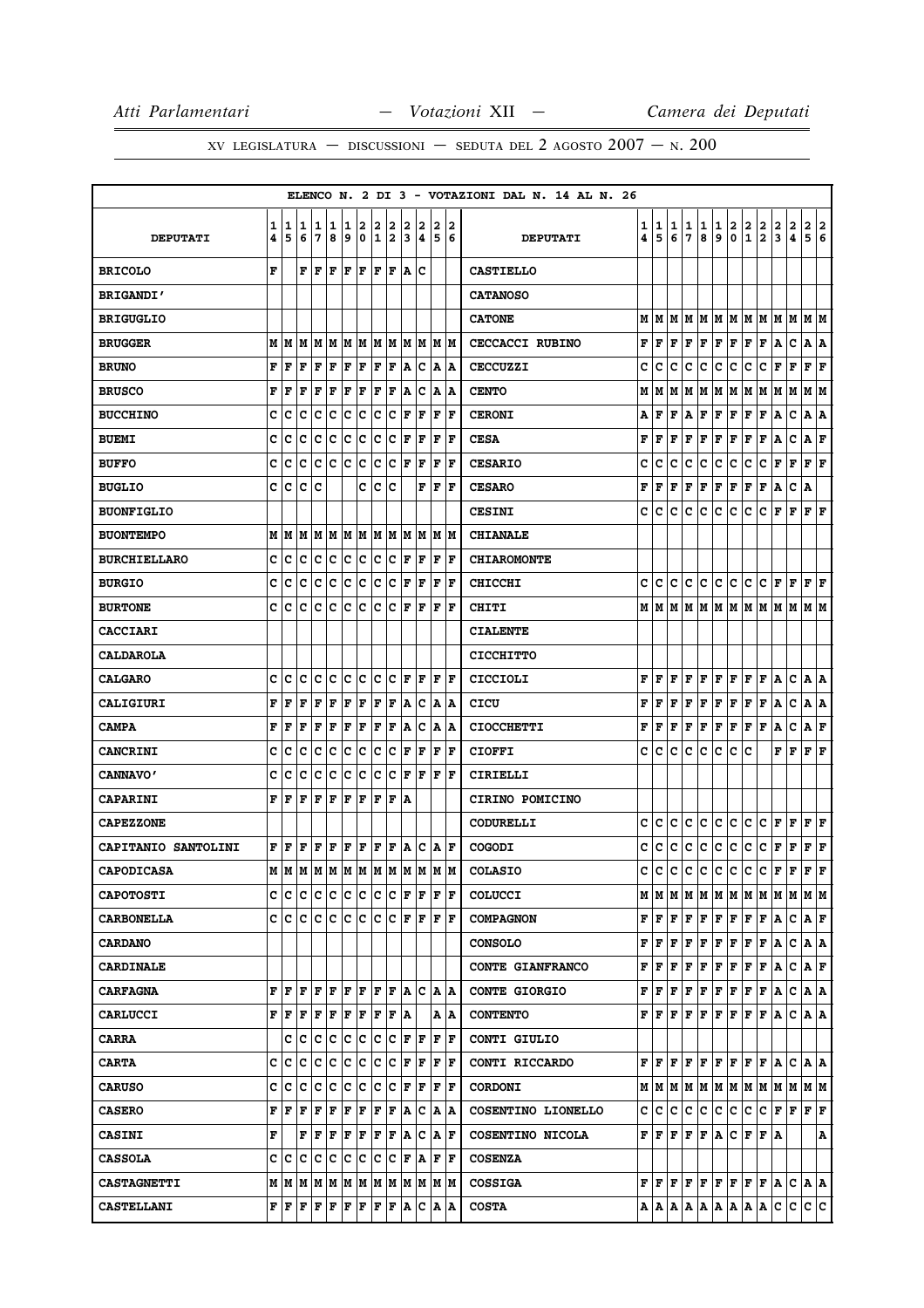ELENCO N. 2 DI 3 - VOTAZIONI DAL N. 14 AL N. 26

| DEPUTATI | 14 | 15 | 16 | 17 | 18 | 19 | 20 | 21 | 22 | 23 | 24 | 25 | 26 | DEPUTATI | 14 | 15 | 16 | 17 | 18 | 19 | 20 | 21 | 22 | 23 | 24 | 25 | 26 |
|---|---|---|---|---|---|---|---|---|---|---|---|---|---|---|---|---|---|---|---|---|---|---|---|---|---|---|---|
| BRICOLO | F | | F | F | F | F | F | F | F | A | C | | | CASTIELLO | | | | | | | | | | | | | |
| BRIGANDI' | | | | | | | | | | | | | | CATANOSO | | | | | | | | | | | | | |
| BRIGUGLIO | | | | | | | | | | | | | | CATONE | M | M | M | M | M | M | M | M | M | M | M | M | M |
| BRUGGER | M | M | M | M | M | M | M | M | M | M | M | M | M | CECCACCI RUBINO | F | F | F | F | F | F | F | F | F | A | C | A | A |
| BRUNO | F | F | F | F | F | F | F | F | F | A | C | A | A | CECCUZZI | C | C | C | C | C | C | C | C | C | F | F | F | F |
| BRUSCO | F | F | F | F | F | F | F | F | F | A | C | A | A | CENTO | M | M | M | M | M | M | M | M | M | M | M | M | M |
| BUCCHINO | C | C | C | C | C | C | C | C | C | F | F | F | F | CERONI | A | F | F | A | F | F | F | F | F | A | C | A | A |
| BUEMI | C | C | C | C | C | C | C | C | C | F | F | F | F | CESA | F | F | F | F | F | F | F | F | F | A | C | A | F |
| BUFFO | C | C | C | C | C | C | C | C | C | F | F | F | F | CESARIO | C | C | C | C | C | C | C | C | C | F | F | F | F |
| BUGLIO | C | C | C | C | | | C | C | C | | F | F | F | CESARO | F | F | F | F | F | F | F | F | F | A | C | A | |
| BUONFIGLIO | | | | | | | | | | | | | | CESINI | C | C | C | C | C | C | C | C | C | F | F | F | F |
| BUONTEMPO | M | M | M | M | M | M | M | M | M | M | M | M | M | CHIANALE | | | | | | | | | | | | | |
| BURCHIELLARO | C | C | C | C | C | C | C | C | C | F | F | F | F | CHIAROMONTE | | | | | | | | | | | | | |
| BURGIO | C | C | C | C | C | C | C | C | C | F | F | F | F | CHICCHI | C | C | C | C | C | C | C | C | C | F | F | F | F |
| BURTONE | C | C | C | C | C | C | C | C | C | F | F | F | F | CHITI | M | M | M | M | M | M | M | M | M | M | M | M | M |
| CACCIARI | | | | | | | | | | | | | | CIALENTE | | | | | | | | | | | | | |
| CALDAROLA | | | | | | | | | | | | | | CICCHITTO | | | | | | | | | | | | | |
| CALGARO | C | C | C | C | C | C | C | C | C | F | F | F | F | CICCIOLI | F | F | F | F | F | F | F | F | F | A | C | A | A |
| CALIGIURI | F | F | F | F | F | F | F | F | F | A | C | A | A | CICU | F | F | F | F | F | F | F | F | F | A | C | A | A |
| CAMPA | F | F | F | F | F | F | F | F | F | A | C | A | A | CIOCCHETTI | F | F | F | F | F | F | F | F | F | A | C | A | F |
| CANCRINI | C | C | C | C | C | C | C | C | C | F | F | F | F | CIOFFI | C | C | C | C | C | C | C | C | | F | F | F | F |
| CANNAVO' | C | C | C | C | C | C | C | C | C | F | F | F | F | CIRIELLI | | | | | | | | | | | | | |
| CAPARINI | F | F | F | F | F | F | F | F | F | A | | | | CIRINO POMICINO | | | | | | | | | | | | | |
| CAPEZZONE | | | | | | | | | | | | | | CODURELLI | C | C | C | C | C | C | C | C | C | F | F | F | F |
| CAPITANIO SANTOLINI | F | F | F | F | F | F | F | F | F | A | C | A | F | COGODI | C | C | C | C | C | C | C | C | C | F | F | F | F |
| CAPODICASA | M | M | M | M | M | M | M | M | M | M | M | M | M | COLASIO | C | C | C | C | C | C | C | C | C | F | F | F | F |
| CAPOTOSTI | C | C | C | C | C | C | C | C | C | F | F | F | F | COLUCCI | M | M | M | M | M | M | M | M | M | M | M | M | M |
| CARBONELLA | C | C | C | C | C | C | C | C | C | F | F | F | F | COMPAGNON | F | F | F | F | F | F | F | F | F | A | C | A | F |
| CARDANO | | | | | | | | | | | | | | CONSOLO | F | F | F | F | F | F | F | F | F | A | C | A | A |
| CARDINALE | | | | | | | | | | | | | | CONTE GIANFRANCO | F | F | F | F | F | F | F | F | F | A | C | A | F |
| CARFAGNA | F | F | F | F | F | F | F | F | F | A | C | A | A | CONTE GIORGIO | F | F | F | F | F | F | F | F | F | A | C | A | A |
| CARLUCCI | F | F | F | F | F | F | F | F | F | A | | A | A | CONTENTO | F | F | F | F | F | F | F | F | F | A | C | A | A |
| CARRA | | C | C | C | C | C | C | C | C | F | F | F | F | CONTI GIULIO | | | | | | | | | | | | | |
| CARTA | C | C | C | C | C | C | C | C | C | F | F | F | F | CONTI RICCARDO | F | F | F | F | F | F | F | F | F | A | C | A | A |
| CARUSO | C | C | C | C | C | C | C | C | C | F | F | F | F | CORDONI | M | M | M | M | M | M | M | M | M | M | M | M | M |
| CASERO | F | F | F | F | F | F | F | F | F | A | C | A | A | COSENTINO LIONELLO | C | C | C | C | C | C | C | C | C | F | F | F | F |
| CASINI | F | | F | F | F | F | F | F | F | A | C | A | F | COSENTINO NICOLA | F | F | F | F | F | A | C | F | F | A | | | A |
| CASSOLA | C | C | C | C | C | C | C | C | C | F | A | F | F | COSENZA | | | | | | | | | | | | | |
| CASTAGNETTI | M | M | M | M | M | M | M | M | M | M | M | M | M | COSSIGA | F | F | F | F | F | F | F | F | F | A | C | A | A |
| CASTELLANI | F | F | F | F | F | F | F | F | F | A | C | A | A | COSTA | A | A | A | A | A | A | A | A | A | C | C | C | C |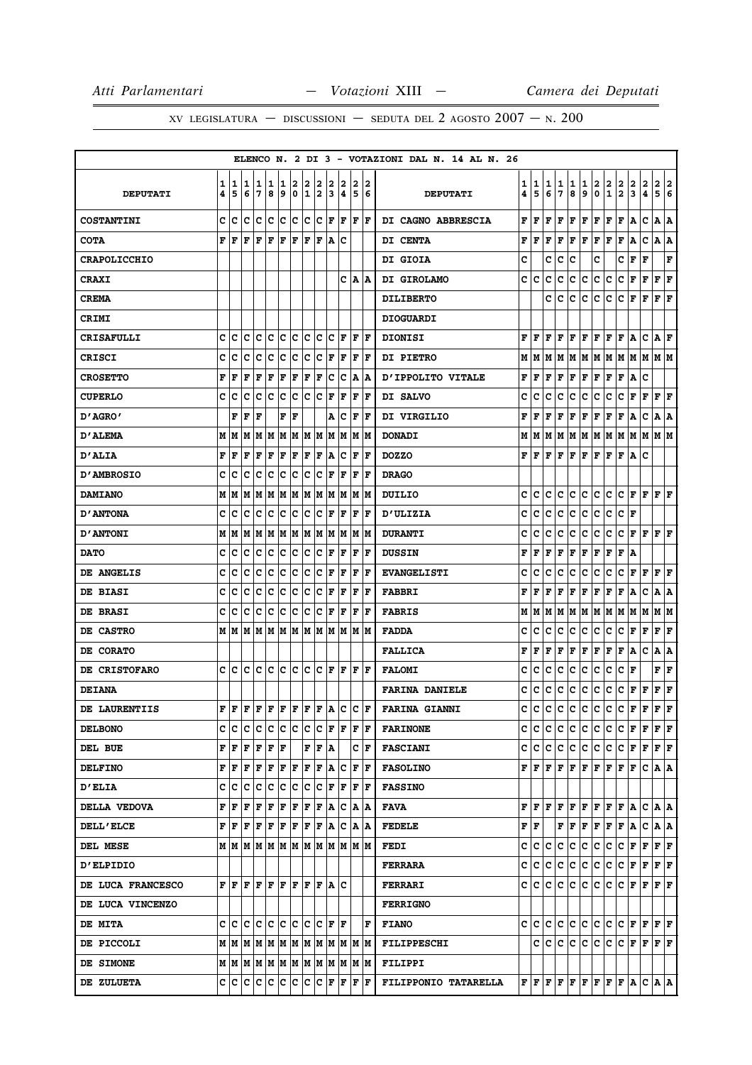ELENCO N. 2 DI 3 - VOTAZIONI DAL N. 14 AL N. 26

| DEPUTATI | 14 | 15 | 16 | 17 | 18 | 19 | 20 | 21 | 22 | 23 | 24 | 25 | 26 | DEPUTATI | 14 | 15 | 16 | 17 | 18 | 19 | 20 | 21 | 22 | 23 | 24 | 25 | 26 |
|---|---|---|---|---|---|---|---|---|---|---|---|---|---|---|---|---|---|---|---|---|---|---|---|---|---|---|---|
| COSTANTINI | C | C | C | C | C | C | C | C | C | F | F | F | F | DI CAGNO ABBRESCIA | F | F | F | F | F | F | F | F | F | A | C | A | A |
| COTA | F | F | F | F | F | F | F | F | F | A | C | | | DI CENTA | F | F | F | F | F | F | F | F | F | A | C | A | A |
| CRAPOLICCHIO | | | | | | | | | | | | | | DI GIOIA | C | | C | C | C | | C | | C | F | F | | F |
| CRAXI | | | | | | | | | | | C | A | A | DI GIROLAMO | C | C | C | C | C | C | C | C | C | F | F | F | F |
| CREMA | | | | | | | | | | | | | | DILIBERTO | | | C | C | C | C | C | C | C | F | F | F | F |
| CRIMI | | | | | | | | | | | | | | DIOGUARDI | | | | | | | | | | | | | |
| CRISAFULLI | C | C | C | C | C | C | C | C | C | F | F | F | F | DIONISI | F | F | F | F | F | F | F | F | F | A | C | A | F |
| CRISCI | C | C | C | C | C | C | C | C | C | F | F | F | F | DI PIETRO | M | M | M | M | M | M | M | M | M | M | M | M | M |
| CROSETTO | F | F | F | F | F | F | F | F | F | C | C | A | A | D'IPPOLITO VITALE | F | F | F | F | F | F | F | F | F | A | C | | |
| CUPERLO | C | C | C | C | C | C | C | C | C | F | F | F | F | DI SALVO | C | C | C | C | C | C | C | C | C | F | F | F | F |
| D'AGRO' | | F | F | F | | F | F | | | A | C | F | F | DI VIRGILIO | F | F | F | F | F | F | F | F | F | A | C | A | A |
| D'ALEMA | M | M | M | M | M | M | M | M | M | M | M | M | M | DONADI | M | M | M | M | M | M | M | M | M | M | M | M | M |
| D'ALIA | F | F | F | F | F | F | F | F | F | A | C | F | F | DOZZO | F | F | F | F | F | F | F | F | F | A | C | | |
| D'AMBROSIO | C | C | C | C | C | C | C | C | C | F | F | F | F | DRAGO | | | | | | | | | | | | | |
| DAMIANO | M | M | M | M | M | M | M | M | M | M | M | M | M | DUILIO | C | C | C | C | C | C | C | C | C | F | F | F | F |
| D'ANTONA | C | C | C | C | C | C | C | C | C | F | F | F | F | D'ULIZIA | C | C | C | C | C | C | C | C | C | F | | | |
| D'ANTONI | M | M | M | M | M | M | M | M | M | M | M | M | M | DURANTI | C | C | C | C | C | C | C | C | C | F | F | F | F |
| DATO | C | C | C | C | C | C | C | C | C | F | F | F | F | DUSSIN | F | F | F | F | F | F | F | F | F | A | | | |
| DE ANGELIS | C | C | C | C | C | C | C | C | C | F | F | F | F | EVANGELISTI | C | C | C | C | C | C | C | C | C | F | F | F | F |
| DE BIASI | C | C | C | C | C | C | C | C | C | F | F | F | F | FABBRI | F | F | F | F | F | F | F | F | F | A | C | A | A |
| DE BRASI | C | C | C | C | C | C | C | C | C | F | F | F | F | FABRIS | M | M | M | M | M | M | M | M | M | M | M | M | M |
| DE CASTRO | M | M | M | M | M | M | M | M | M | M | M | M | M | FADDA | C | C | C | C | C | C | C | C | C | F | F | F | F |
| DE CORATO | | | | | | | | | | | | | | FALLICA | F | F | F | F | F | F | F | F | F | A | C | A | A |
| DE CRISTOFARO | C | C | C | C | C | C | C | C | C | F | F | F | F | FALOMI | C | C | C | C | C | C | C | C | C | F | | F | F |
| DEIANA | | | | | | | | | | | | | | FARINA DANIELE | C | C | C | C | C | C | C | C | C | F | F | F | F |
| DE LAURENTIIS | F | F | F | F | F | F | F | F | F | A | C | C | F | FARINA GIANNI | C | C | C | C | C | C | C | C | C | F | F | F | F |
| DELBONO | C | C | C | C | C | C | C | C | C | F | F | F | F | FARINONE | C | C | C | C | C | C | C | C | C | F | F | F | F |
| DEL BUE | F | F | F | F | F | F | | F | F | A | | C | F | FASCIANI | C | C | C | C | C | C | C | C | C | F | F | F | F |
| DELFINO | F | F | F | F | F | F | F | F | F | A | C | F | F | FASOLINO | F | F | F | F | F | F | F | F | F | F | C | A | A |
| D'ELIA | C | C | C | C | C | C | C | C | C | F | F | F | F | FASSINO | | | | | | | | | | | | | |
| DELLA VEDOVA | F | F | F | F | F | F | F | F | F | A | C | A | A | FAVA | F | F | F | F | F | F | F | F | F | A | C | A | A |
| DELL'ELCE | F | F | F | F | F | F | F | F | F | A | C | A | A | FEDELE | F | F | | F | F | F | F | F | F | A | C | A | A |
| DEL MESE | M | M | M | M | M | M | M | M | M | M | M | M | M | FEDI | C | C | C | C | C | C | C | C | C | F | F | F | F |
| D'ELPIDIO | | | | | | | | | | | | | | FERRARA | C | C | C | C | C | C | C | C | C | F | F | F | F |
| DE LUCA FRANCESCO | F | F | F | F | F | F | F | F | F | A | C | | | FERRARI | C | C | C | C | C | C | C | C | C | F | F | F | F |
| DE LUCA VINCENZO | | | | | | | | | | | | | | FERRIGNO | | | | | | | | | | | | | |
| DE MITA | C | C | C | C | C | C | C | C | C | F | F | | F | FIANO | C | C | C | C | C | C | C | C | C | F | F | F | F |
| DE PICCOLI | M | M | M | M | M | M | M | M | M | M | M | M | M | FILIPPESCHI | | C | C | C | C | C | C | C | C | F | F | F | F |
| DE SIMONE | M | M | M | M | M | M | M | M | M | M | M | M | M | FILIPPI | | | | | | | | | | | | | |
| DE ZULUETA | C | C | C | C | C | C | C | C | C | F | F | F | F | FILIPPONIO TATARELLA | F | F | F | F | F | F | F | F | F | A | C | A | A |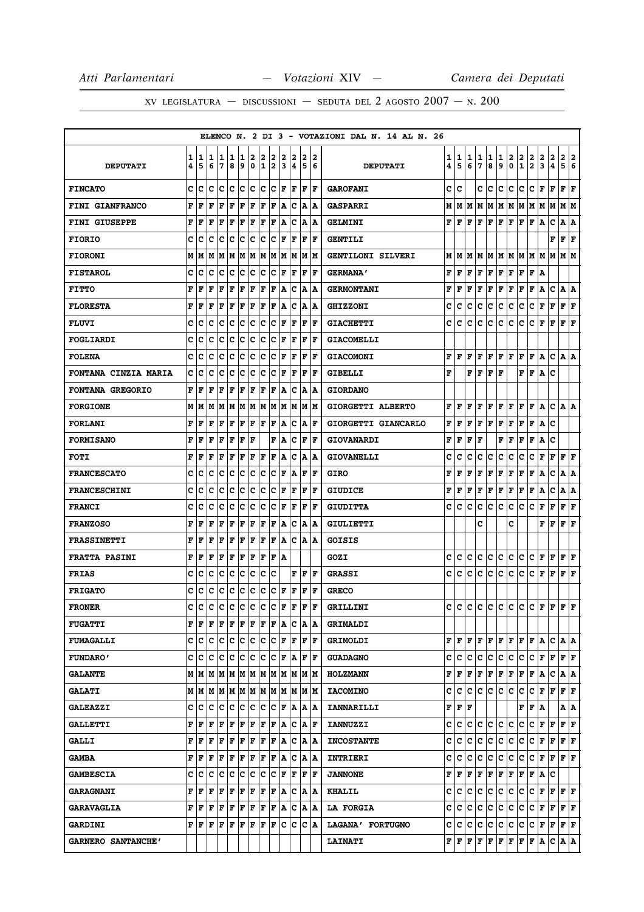ELENCO N. 2 DI 3 - VOTAZIONI DAL N. 14 AL N. 26

| DEPUTATI | 14 | 15 | 16 | 17 | 18 | 19 | 20 | 21 | 22 | 23 | 24 | 25 | 26 | DEPUTATI | 14 | 15 | 16 | 17 | 18 | 19 | 20 | 21 | 22 | 23 | 24 | 25 | 26 |
|---|---|---|---|---|---|---|---|---|---|---|---|---|---|---|---|---|---|---|---|---|---|---|---|---|---|---|---|
| FINCATO | C | C | C | C | C | C | C | C | C | F | F | F | F | GAROFANI | C | C | | C | C | C | C | C | C | F | F | F | F |
| FINI GIANFRANCO | F | F | F | F | F | F | F | F | F | A | C | A | A | GASPARRI | M | M | M | M | M | M | M | M | M | M | M | M | M |
| FINI GIUSEPPE | F | F | F | F | F | F | F | F | F | A | C | A | A | GELMINI | F | F | F | F | F | F | F | F | F | A | C | A | A |
| FIORIO | C | C | C | C | C | C | C | C | C | F | F | F | F | GENTILI | | | | | | | | | | | F | F | F |
| FIORONI | M | M | M | M | M | M | M | M | M | M | M | M | M | GENTILONI SILVERI | M | M | M | M | M | M | M | M | M | M | M | M | M |
| FISTAROL | C | C | C | C | C | C | C | C | C | F | F | F | F | GERMANA' | F | F | F | F | F | F | F | F | F | A | | | |
| FITTO | F | F | F | F | F | F | F | F | F | A | C | A | A | GERMONTANI | F | F | F | F | F | F | F | F | F | A | C | A | A |
| FLORESTA | F | F | F | F | F | F | F | F | F | A | C | A | A | GHIZZONI | C | C | C | C | C | C | C | C | C | F | F | F | F |
| FLUVI | C | C | C | C | C | C | C | C | C | F | F | F | F | GIACHETTI | C | C | C | C | C | C | C | C | C | F | F | F | F |
| FOGLIARDI | C | C | C | C | C | C | C | C | C | F | F | F | F | GIACOMELLI | | | | | | | | | | | | | |
| FOLENA | C | C | C | C | C | C | C | C | C | F | F | F | F | GIACOMONI | F | F | F | F | F | F | F | F | F | A | C | A | A |
| FONTANA CINZIA MARIA | C | C | C | C | C | C | C | C | C | F | F | F | F | GIBELLI | F | | F | F | F | F | | F | F | A | C | | |
| FONTANA GREGORIO | F | F | F | F | F | F | F | F | F | A | C | A | A | GIORDANO | | | | | | | | | | | | | |
| FORGIONE | M | M | M | M | M | M | M | M | M | M | M | M | M | GIORGETTI ALBERTO | F | F | F | F | F | F | F | F | F | A | C | A | A |
| FORLANI | F | F | F | F | F | F | F | F | F | A | C | A | F | GIORGETTI GIANCARLO | F | F | F | F | F | F | F | F | F | A | C | | |
| FORMISANO | F | F | F | F | F | F | F | | F | A | C | F | F | GIOVANARDI | F | F | F | F | | F | F | F | F | A | C | | |
| FOTI | F | F | F | F | F | F | F | F | F | A | C | A | A | GIOVANELLI | C | C | C | C | C | C | C | C | C | F | F | F | F |
| FRANCESCATO | C | C | C | C | C | C | C | C | C | F | A | F | F | GIRO | F | F | F | F | F | F | F | F | F | A | C | A | A |
| FRANCESCHINI | C | C | C | C | C | C | C | C | C | F | F | F | F | GIUDICE | F | F | F | F | F | F | F | F | F | A | C | A | A |
| FRANCI | C | C | C | C | C | C | C | C | C | F | F | F | F | GIUDITTA | C | C | C | C | C | C | C | C | C | F | F | F | F |
| FRANZOSO | F | F | F | F | F | F | F | F | F | A | C | A | A | GIULIETTI | | | | C | | | C | | | F | F | F | F |
| FRASSINETTI | F | F | F | F | F | F | F | F | F | A | C | A | A | GOISIS | | | | | | | | | | | | | |
| FRATTA PASINI | F | F | F | F | F | F | F | F | F | A | | | | GOZI | C | C | C | C | C | C | C | C | C | F | F | F | F |
| FRIAS | C | C | C | C | C | C | C | C | C | | F | F | F | GRASSI | C | C | C | C | C | C | C | C | C | F | F | F | F |
| FRIGATO | C | C | C | C | C | C | C | C | C | F | F | F | F | GRECO | | | | | | | | | | | | | |
| FRONER | C | C | C | C | C | C | C | C | C | F | F | F | F | GRILLINI | C | C | C | C | C | C | C | C | C | F | F | F | F |
| FUGATTI | F | F | F | F | F | F | F | F | F | A | C | A | A | GRIMALDI | | | | | | | | | | | | | |
| FUMAGALLI | C | C | C | C | C | C | C | C | C | F | F | F | F | GRIMOLDI | F | F | F | F | F | F | F | F | F | A | C | A | A |
| FUNDARO' | C | C | C | C | C | C | C | C | C | F | A | F | F | GUADAGNO | C | C | C | C | C | C | C | C | C | F | F | F | F |
| GALANTE | M | M | M | M | M | M | M | M | M | M | M | M | M | HOLZMANN | F | F | F | F | F | F | F | F | F | A | C | A | A |
| GALATI | M | M | M | M | M | M | M | M | M | M | M | M | M | IACOMINO | C | C | C | C | C | C | C | C | C | F | F | F | F |
| GALEAZZI | C | C | C | C | C | C | C | C | C | F | A | A | A | IANNARILLI | F | F | F | | | | | F | F | A | | A | A |
| GALLETTI | F | F | F | F | F | F | F | F | F | A | C | A | F | IANNUZZI | C | C | C | C | C | C | C | C | C | F | F | F | F |
| GALLI | F | F | F | F | F | F | F | F | F | A | C | A | A | INCOSTANTE | C | C | C | C | C | C | C | C | C | F | F | F | F |
| GAMBA | F | F | F | F | F | F | F | F | F | A | C | A | A | INTRIERI | C | C | C | C | C | C | C | C | C | F | F | F | F |
| GAMBESCIA | C | C | C | C | C | C | C | C | C | F | F | F | F | JANNONE | F | F | F | F | F | F | F | F | F | A | C | | |
| GARAGNANI | F | F | F | F | F | F | F | F | F | A | C | A | A | KHALIL | C | C | C | C | C | C | C | C | C | F | F | F | F |
| GARAVAGLIA | F | F | F | F | F | F | F | F | F | A | C | A | A | LA FORGIA | C | C | C | C | C | C | C | C | C | F | F | F | F |
| GARDINI | F | F | F | F | F | F | F | F | F | C | C | C | A | LAGANA' FORTUGNO | C | C | C | C | C | C | C | C | C | F | F | F | F |
| GARNERO SANTANCHE' | | | | | | | | | | | | | | LAINATI | F | F | F | F | F | F | F | F | F | A | C | A | A |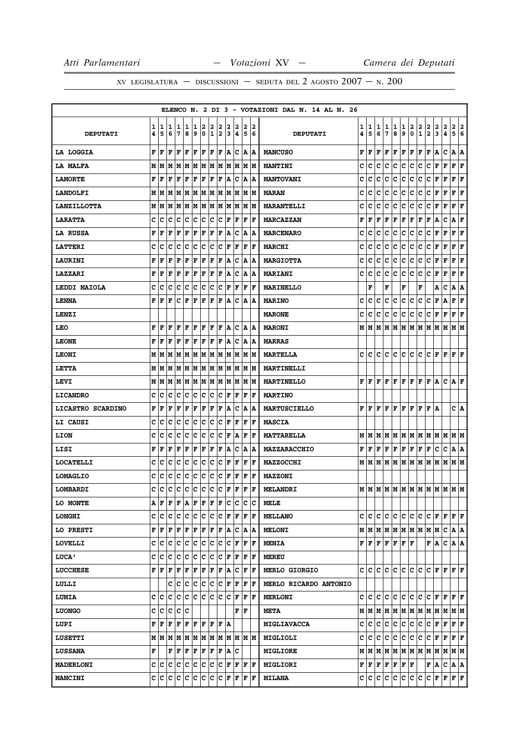**ELENCO N. 2 DI 3 - VOTAZIONI DAL N. 14 AL N. 26**

| DEPUTATI | 14 | 15 | 16 | 17 | 18 | 19 | 20 | 21 | 22 | 23 | 24 | 25 | 26 | DEPUTATI | 14 | 15 | 16 | 17 | 18 | 19 | 20 | 21 | 22 | 23 | 24 | 25 | 26 |
|---|---|---|---|---|---|---|---|---|---|---|---|---|---|---|---|---|---|---|---|---|---|---|---|---|---|---|---|
| LA LOGGIA | F | F | F | F | F | F | F | F | F | A | C | A | A | MANCUSO | F | F | F | F | F | F | F | F | F | A | C | A | A |
| LA MALFA | M | M | M | M | M | M | M | M | M | M | M | M | M | MANTINI | C | C | C | C | C | C | C | C | C | F | F | F | F |
| LAMORTE | F | F | F | F | F | F | F | F | F | A | C | A | A | MANTOVANI | C | C | C | C | C | C | C | C | C | F | F | F | F |
| LANDOLFI | M | M | M | M | M | M | M | M | M | M | M | M | M | MARAN | C | C | C | C | C | C | C | C | C | F | F | F | F |
| LANZILLOTTA | M | M | M | M | M | M | M | M | M | M | M | M | M | MARANTELLI | C | C | C | C | C | C | C | C | C | F | F | F | F |
| LARATTA | C | C | C | C | C | C | C | C | C | F | F | F | F | MARCAZZAN | F | F | F | F | F | F | F | F | F | A | C | A | F |
| LA RUSSA | F | F | F | F | F | F | F | F | F | A | C | A | A | MARCENARO | C | C | C | C | C | C | C | C | C | F | F | F | F |
| LATTERI | C | C | C | C | C | C | C | C | C | F | F | F | F | MARCHI | C | C | C | C | C | C | C | C | C | F | F | F | F |
| LAURINI | F | F | F | F | F | F | F | F | F | A | C | A | A | MARGIOTTA | C | C | C | C | C | C | C | C | C | F | F | F | F |
| LAZZARI | F | F | F | F | F | F | F | F | F | A | C | A | A | MARIANI | C | C | C | C | C | C | C | C | C | F | F | F | F |
| LEDDI MAIOLA | C | C | C | C | C | C | C | C | C | F | F | F | F | MARINELLO | | F | | F | | F | | F | | A | C | A | A |
| LENNA | F | F | F | C | F | F | F | F | F | A | C | A | A | MARINO | C | C | C | C | C | C | C | C | C | F | A | F | F |
| LENZI | | | | | | | | | | | | | | MARONE | C | C | C | C | C | C | C | C | C | F | F | F | F |
| LEO | F | F | F | F | F | F | F | F | F | A | C | A | A | MARONI | M | M | M | M | M | M | M | M | M | M | M | M | M |
| LEONE | F | F | F | F | F | F | F | F | F | A | C | A | A | MARRAS | | | | | | | | | | | | | |
| LEONI | M | M | M | M | M | M | M | M | M | M | M | M | M | MARTELLA | C | C | C | C | C | C | C | C | C | F | F | F | F |
| LETTA | M | M | M | M | M | M | M | M | M | M | M | M | M | MARTINELLI | | | | | | | | | | | | | |
| LEVI | M | M | M | M | M | M | M | M | M | M | M | M | M | MARTINELLO | F | F | F | F | F | F | F | F | F | A | C | A | F |
| LICANDRO | C | C | C | C | C | C | C | C | C | F | F | F | F | MARTINO | | | | | | | | | | | | | |
| LICASTRO SCARDINO | F | F | F | F | F | F | F | F | F | A | C | A | A | MARTUSCIELLO | F | F | F | F | F | F | F | F | F | A | | C | A |
| LI CAUSI | C | C | C | C | C | C | C | C | C | F | F | F | F | MASCIA | | | | | | | | | | | | | |
| LION | C | C | C | C | C | C | C | C | C | F | A | F | F | MATTARELLA | M | M | M | M | M | M | M | M | M | M | M | M | M |
| LISI | F | F | F | F | F | F | F | F | F | A | C | A | A | MAZZARACCHIO | F | F | F | F | F | F | F | F | F | C | C | A | A |
| LOCATELLI | C | C | C | C | C | C | C | C | C | F | F | F | F | MAZZOCCHI | M | M | M | M | M | M | M | M | M | M | M | M | M |
| LOMAGLIO | C | C | C | C | C | C | C | C | C | F | F | F | F | MAZZONI | | | | | | | | | | | | | |
| LOMBARDI | C | C | C | C | C | C | C | C | C | F | F | F | F | MELANDRI | M | M | M | M | M | M | M | M | M | M | M | M | M |
| LO MONTE | A | F | F | F | A | F | F | F | F | C | C | C | C | MELE | | | | | | | | | | | | | |
| LONGHI | C | C | C | C | C | C | C | C | C | F | F | F | F | MELLANO | C | C | C | C | C | C | C | C | C | F | F | F | F |
| LO PRESTI | F | F | F | F | F | F | F | F | F | A | C | A | A | MELONI | M | M | M | M | M | M | M | M | M | M | C | A | A |
| LOVELLI | C | C | C | C | C | C | C | C | C | C | F | F | F | MENIA | F | F | F | F | F | F | F | | F | A | C | A | A |
| LUCA' | C | C | C | C | C | C | C | C | C | F | F | F | F | MEREU | | | | | | | | | | | | | |
| LUCCHESE | F | F | F | F | F | F | F | F | F | A | C | F | F | MERLO GIORGIO | C | C | C | C | C | C | C | C | C | F | F | F | F |
| LULLI | | | C | C | C | C | C | C | C | F | F | F | F | MERLO RICARDO ANTONIO | | | | | | | | | | | | | |
| LUMIA | C | C | C | C | C | C | C | C | C | C | F | F | F | MERLONI | C | C | C | C | C | C | C | C | C | F | F | F | F |
| LUONGO | C | C | C | C | C | | | | | | F | F | | META | M | M | M | M | M | M | M | M | M | M | M | M | M |
| LUPI | F | F | F | F | F | F | F | F | F | A | | | | MIGLIAVACCA | C | C | C | C | C | C | C | C | C | F | F | F | F |
| LUSETTI | M | M | M | M | M | M | M | M | M | M | M | M | M | MIGLIOLI | C | C | C | C | C | C | C | C | C | F | F | F | F |
| LUSSANA | F | | F | F | F | F | F | F | F | A | C | | | MIGLIORE | M | M | M | M | M | M | M | M | M | M | M | M | M |
| MADERLONI | C | C | C | C | C | C | C | C | C | F | F | F | F | MIGLIORI | F | F | F | F | F | F | F | | F | A | C | A | A |
| MANCINI | C | C | C | C | C | C | C | C | C | F | F | F | F | MILANA | C | C | C | C | C | C | C | C | C | F | F | F | F |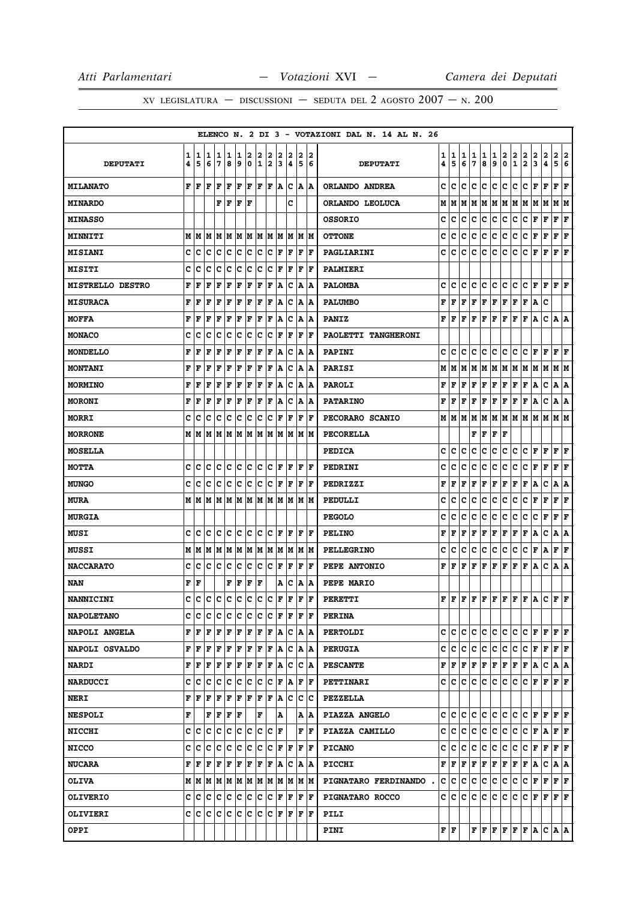ELENCO N. 2 DI 3 - VOTAZIONI DAL N. 14 AL N. 26

| DEPUTATI | 14 | 15 | 16 | 17 | 18 | 19 | 20 | 21 | 22 | 23 | 24 | 25 | 26 | DEPUTATI | 14 | 15 | 16 | 17 | 18 | 19 | 20 | 21 | 22 | 23 | 24 | 25 | 26 |
|---|---|---|---|---|---|---|---|---|---|---|---|---|---|---|---|---|---|---|---|---|---|---|---|---|---|---|---|
| MILANATO | F | F | F | F | F | F | F | F | F | A | C | A | A | ORLANDO ANDREA | C | C | C | C | C | C | C | C | C | F | F | F | F |
| MINARDO | | | | F | F | F | F | | | | C | | | ORLANDO LEOLUCA | M | M | M | M | M | M | M | M | M | M | M | M | M |
| MINASSO | | | | | | | | | | | | | | OSSORIO | C | C | C | C | C | C | C | C | C | F | F | F | F |
| MINNITI | M | M | M | M | M | M | M | M | M | M | M | M | M | OTTONE | C | C | C | C | C | C | C | C | C | F | F | F | F |
| MISIANI | C | C | C | C | C | C | C | C | C | F | F | F | F | PAGLIARINI | C | C | C | C | C | C | C | C | C | F | F | F | F |
| MISITI | C | C | C | C | C | C | C | C | C | F | F | F | F | PALMIERI | | | | | | | | | | | | | |
| MISTRELLO DESTRO | F | F | F | F | F | F | F | F | F | A | C | A | A | PALOMBA | C | C | C | C | C | C | C | C | C | F | F | F | F |
| MISURACA | F | F | F | F | F | F | F | F | F | A | C | A | A | PALUMBO | F | F | F | F | F | F | F | F | F | A | C | | |
| MOFFA | F | F | F | F | F | F | F | F | F | A | C | A | A | PANIZ | F | F | F | F | F | F | F | F | F | A | C | A | A |
| MONACO | C | C | C | C | C | C | C | C | C | F | F | F | F | PAOLETTI TANGHERONI | | | | | | | | | | | | | |
| MONDELLO | F | F | F | F | F | F | F | F | F | A | C | A | A | PAPINI | C | C | C | C | C | C | C | C | C | F | F | F | F |
| MONTANI | F | F | F | F | F | F | F | F | F | A | C | A | A | PARISI | M | M | M | M | M | M | M | M | M | M | M | M | M |
| MORMINO | F | F | F | F | F | F | F | F | F | A | C | A | A | PAROLI | F | F | F | F | F | F | F | F | F | A | C | A | A |
| MORONI | F | F | F | F | F | F | F | F | F | A | C | A | A | PATARINO | F | F | F | F | F | F | F | F | F | A | C | A | A |
| MORRI | C | C | C | C | C | C | C | C | C | F | F | F | F | PECORARO SCANIO | M | M | M | M | M | M | M | M | M | M | M | M | M |
| MORRONE | M | M | M | M | M | M | M | M | M | M | M | M | M | PECORELLA | | | | F | F | F | F | | | | | | |
| MOSELLA | | | | | | | | | | | | | | PEDICA | C | C | C | C | C | C | C | C | C | F | F | F | F |
| MOTTA | C | C | C | C | C | C | C | C | C | F | F | F | F | PEDRINI | C | C | C | C | C | C | C | C | C | F | F | F | F |
| MUNGO | C | C | C | C | C | C | C | C | C | F | F | F | F | PEDRIZZI | F | F | F | F | F | F | F | F | F | A | C | A | A |
| MURA | M | M | M | M | M | M | M | M | M | M | M | M | M | PEDULLI | C | C | C | C | C | C | C | C | C | F | F | F | F |
| MURGIA | | | | | | | | | | | | | | PEGOLO | C | C | C | C | C | C | C | C | C | C | F | F | F |
| MUSI | C | C | C | C | C | C | C | C | C | F | F | F | F | PELINO | F | F | F | F | F | F | F | F | F | A | C | A | A |
| MUSSI | M | M | M | M | M | M | M | M | M | M | M | M | M | PELLEGRINO | C | C | C | C | C | C | C | C | C | F | A | F | F |
| NACCARATO | C | C | C | C | C | C | C | C | C | F | F | F | F | PEPE ANTONIO | F | F | F | F | F | F | F | F | F | A | C | A | A |
| NAN | F | F | | | F | F | F | F | | A | C | A | A | PEPE MARIO | | | | | | | | | | | | | |
| NANNICINI | C | C | C | C | C | C | C | C | C | F | F | F | F | PERETTI | F | F | F | F | F | F | F | F | F | A | C | F | F |
| NAPOLETANO | C | C | C | C | C | C | C | C | C | F | F | F | F | PERINA | | | | | | | | | | | | | |
| NAPOLI ANGELA | F | F | F | F | F | F | F | F | F | A | C | A | A | PERTOLDI | C | C | C | C | C | C | C | C | C | F | F | F | F |
| NAPOLI OSVALDO | F | F | F | F | F | F | F | F | F | A | C | A | A | PERUGIA | C | C | C | C | C | C | C | C | C | F | F | F | F |
| NARDI | F | F | F | F | F | F | F | F | F | A | C | C | A | PESCANTE | F | F | F | F | F | F | F | F | F | A | C | A | A |
| NARDUCCI | C | C | C | C | C | C | C | C | C | F | A | F | F | PETTINARI | C | C | C | C | C | C | C | C | C | F | F | F | F |
| NERI | F | F | F | F | F | F | F | F | F | A | C | C | C | PEZZELLA | | | | | | | | | | | | | |
| NESPOLI | F | | F | F | F | F | | F | | A | | A | A | PIAZZA ANGELO | C | C | C | C | C | C | C | C | C | F | F | F | F |
| NICCHI | C | C | C | C | C | C | C | C | C | F | | F | F | PIAZZA CAMILLO | C | C | C | C | C | C | C | C | C | F | A | F | F |
| NICCO | C | C | C | C | C | C | C | C | C | F | F | F | F | PICANO | C | C | C | C | C | C | C | C | C | F | F | F | F |
| NUCARA | F | F | F | F | F | F | F | F | F | A | C | A | A | PICCHI | F | F | F | F | F | F | F | F | F | A | C | A | A |
| OLIVA | M | M | M | M | M | M | M | M | M | M | M | M | M | PIGNATARO FERDINANDO . | C | C | C | C | C | C | C | C | C | F | F | F | F |
| OLIVERIO | C | C | C | C | C | C | C | C | C | F | F | F | F | PIGNATARO ROCCO | C | C | C | C | C | C | C | C | C | F | F | F | F |
| OLIVIERI | C | C | C | C | C | C | C | C | C | F | F | F | F | PILI | | | | | | | | | | | | | |
| OPPI | | | | | | | | | | | | | | PINI | F | F | | F | F | F | F | F | F | A | C | A | A |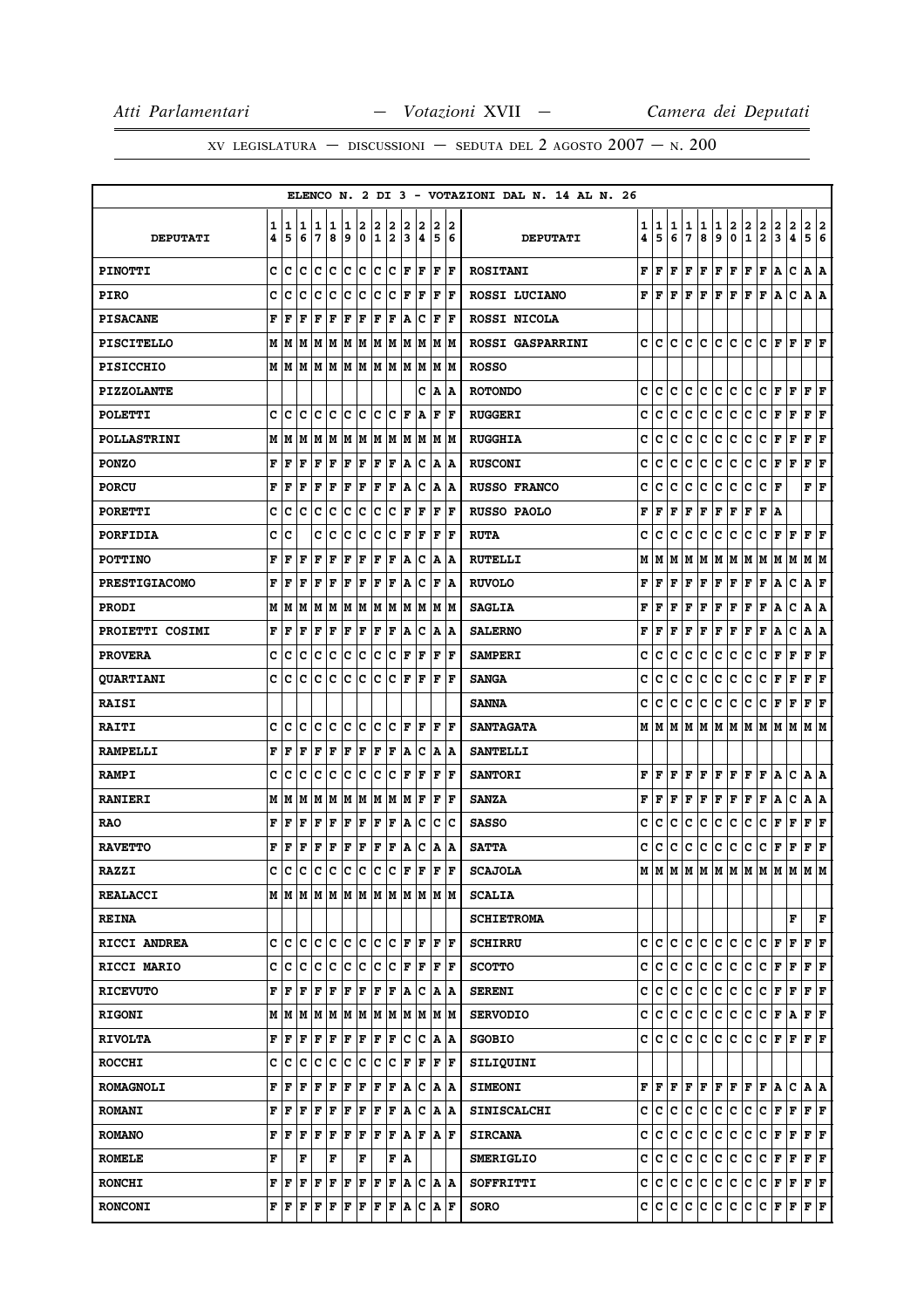ELENCO N. 2 DI 3 - VOTAZIONI DAL N. 14 AL N. 26

| DEPUTATI | 14 | 15 | 16 | 17 | 18 | 19 | 20 | 21 | 22 | 23 | 24 | 25 | 26 | DEPUTATI | 14 | 15 | 16 | 17 | 18 | 19 | 20 | 21 | 22 | 23 | 24 | 25 | 26 |
|---|---|---|---|---|---|---|---|---|---|---|---|---|---|---|---|---|---|---|---|---|---|---|---|---|---|---|---|
| PINOTTI | C | C | C | C | C | C | C | C | C | F | F | F | F | ROSITANI | F | F | F | F | F | F | F | F | F | A | C | A | A |
| PIRO | C | C | C | C | C | C | C | C | C | F | F | F | F | ROSSI LUCIANO | F | F | F | F | F | F | F | F | F | A | C | A | A |
| PISACANE | F | F | F | F | F | F | F | F | F | A | C | F | F | ROSSI NICOLA | | | | | | | | | | | | | |
| PISCITELLO | M | M | M | M | M | M | M | M | M | M | M | M | M | ROSSI GASPARRINI | C | C | C | C | C | C | C | C | C | F | F | F | F |
| PISICCHIO | M | M | M | M | M | M | M | M | M | M | M | M | M | ROSSO | | | | | | | | | | | | | |
| PIZZOLANTE | | | | | | | | | | | C | A | A | ROTONDO | C | C | C | C | C | C | C | C | C | F | F | F | F |
| POLETTI | C | C | C | C | C | C | C | C | C | F | A | F | F | RUGGERI | C | C | C | C | C | C | C | C | C | F | F | F | F |
| POLLASTRINI | M | M | M | M | M | M | M | M | M | M | M | M | M | RUGGHIA | C | C | C | C | C | C | C | C | C | F | F | F | F |
| PONZO | F | F | F | F | F | F | F | F | F | A | C | A | A | RUSCONI | C | C | C | C | C | C | C | C | C | F | F | F | F |
| PORCU | F | F | F | F | F | F | F | F | F | A | C | A | A | RUSSO FRANCO | C | C | C | C | C | C | C | C | C | F | | F | F |
| PORETTI | C | C | C | C | C | C | C | C | C | F | F | F | F | RUSSO PAOLO | F | F | F | F | F | F | F | F | F | A | | | |
| PORFIDIA | C | C | | C | C | C | C | C | C | F | F | F | F | RUTA | C | C | C | C | C | C | C | C | C | F | F | F | F |
| POTTINO | F | F | F | F | F | F | F | F | F | A | C | A | A | RUTELLI | M | M | M | M | M | M | M | M | M | M | M | M | M |
| PRESTIGIACOMO | F | F | F | F | F | F | F | F | F | A | C | F | A | RUVOLO | F | F | F | F | F | F | F | F | F | A | C | A | F |
| PRODI | M | M | M | M | M | M | M | M | M | M | M | M | M | SAGLIA | F | F | F | F | F | F | F | F | F | A | C | A | A |
| PROIETTI COSIMI | F | F | F | F | F | F | F | F | F | A | C | A | A | SALERNO | F | F | F | F | F | F | F | F | F | A | C | A | A |
| PROVERA | C | C | C | C | C | C | C | C | C | F | F | F | F | SAMPERI | C | C | C | C | C | C | C | C | C | F | F | F | F |
| QUARTIANI | C | C | C | C | C | C | C | C | C | F | F | F | F | SANGA | C | C | C | C | C | C | C | C | C | F | F | F | F |
| RAISI | | | | | | | | | | | | | | SANNA | C | C | C | C | C | C | C | C | C | F | F | F | F |
| RAITI | C | C | C | C | C | C | C | C | C | F | F | F | F | SANTAGATA | M | M | M | M | M | M | M | M | M | M | M | M | M |
| RAMPELLI | F | F | F | F | F | F | F | F | F | A | C | A | A | SANTELLI | | | | | | | | | | | | | |
| RAMPI | C | C | C | C | C | C | C | C | C | F | F | F | F | SANTORI | F | F | F | F | F | F | F | F | F | A | C | A | A |
| RANIERI | M | M | M | M | M | M | M | M | M | M | F | F | F | SANZA | F | F | F | F | F | F | F | F | F | A | C | A | A |
| RAO | F | F | F | F | F | F | F | F | F | A | C | C | C | SASSO | C | C | C | C | C | C | C | C | C | F | F | F | F |
| RAVETTO | F | F | F | F | F | F | F | F | F | A | C | A | A | SATTA | C | C | C | C | C | C | C | C | C | F | F | F | F |
| RAZZI | C | C | C | C | C | C | C | C | C | F | F | F | F | SCAJOLA | M | M | M | M | M | M | M | M | M | M | M | M | M |
| REALACCI | M | M | M | M | M | M | M | M | M | M | M | M | M | SCALIA | | | | | | | | | | | | | |
| REINA | | | | | | | | | | | | | | SCHIETROMA | | | | | | | | | | | F | | F |
| RICCI ANDREA | C | C | C | C | C | C | C | C | C | F | F | F | F | SCHIRRU | C | C | C | C | C | C | C | C | C | F | F | F | F |
| RICCI MARIO | C | C | C | C | C | C | C | C | C | F | F | F | F | SCOTTO | C | C | C | C | C | C | C | C | C | F | F | F | F |
| RICEVUTO | F | F | F | F | F | F | F | F | F | A | C | A | A | SERENI | C | C | C | C | C | C | C | C | C | F | F | F | F |
| RIGONI | M | M | M | M | M | M | M | M | M | M | M | M | M | SERVODIO | C | C | C | C | C | C | C | C | C | F | A | F | F |
| RIVOLTA | F | F | F | F | F | F | F | F | F | C | C | A | A | SGOBIO | C | C | C | C | C | C | C | C | C | F | F | F | F |
| ROCCHI | C | C | C | C | C | C | C | C | C | F | F | F | F | SILIQUINI | | | | | | | | | | | | | |
| ROMAGNOLI | F | F | F | F | F | F | F | F | F | A | C | A | A | SIMEONI | F | F | F | F | F | F | F | F | F | A | C | A | A |
| ROMANI | F | F | F | F | F | F | F | F | F | A | C | A | A | SINISCALCHI | C | C | C | C | C | C | C | C | C | F | F | F | F |
| ROMANO | F | F | F | F | F | F | F | F | F | A | F | A | F | SIRCANA | C | C | C | C | C | C | C | C | C | F | F | F | F |
| ROMELE | F | | F | | F | | F | | F | A | | | | SMERIGLIO | C | C | C | C | C | C | C | C | C | F | F | F | F |
| RONCHI | F | F | F | F | F | F | F | F | F | A | C | A | A | SOFFRITTI | C | C | C | C | C | C | C | C | C | F | F | F | F |
| RONCONI | F | F | F | F | F | F | F | F | F | A | C | A | F | SORO | C | C | C | C | C | C | C | C | C | F | F | F | F |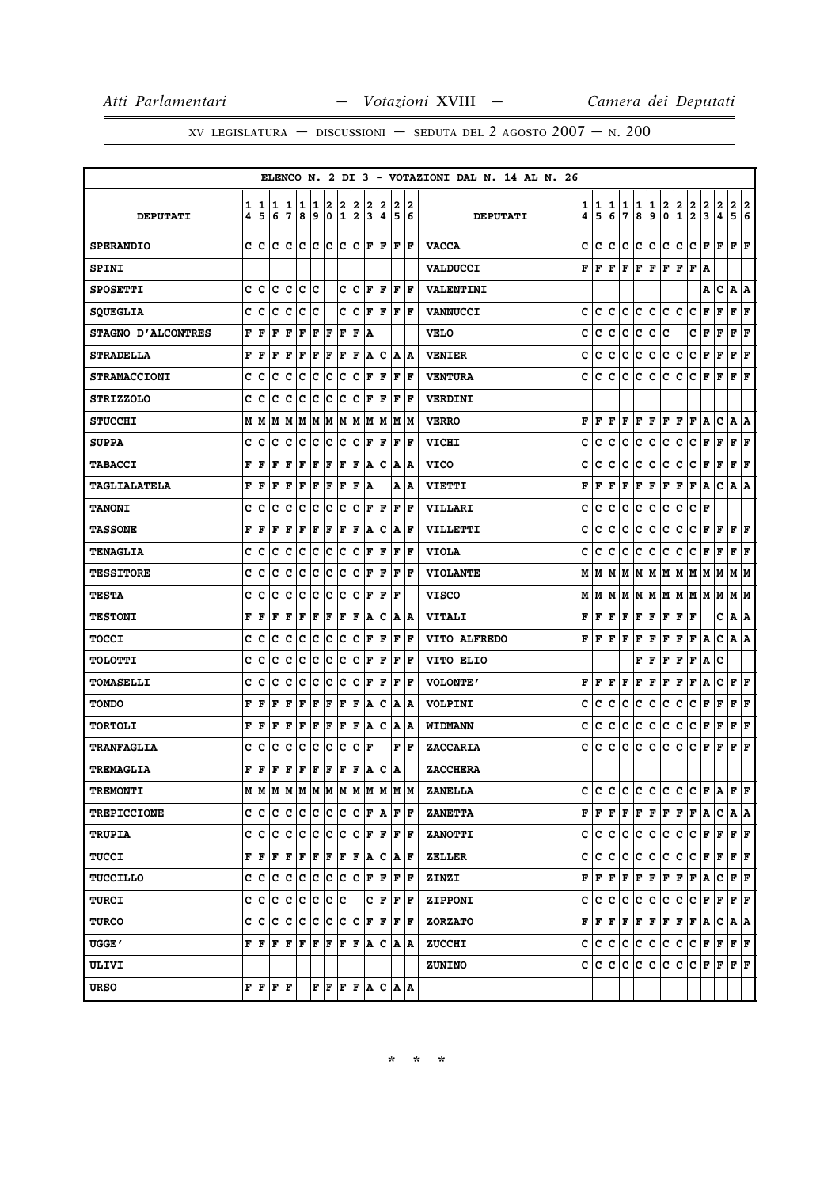ELENCO N. 2 DI 3 - VOTAZIONI DAL N. 14 AL N. 26

| DEPUTATI | 14 | 15 | 16 | 17 | 18 | 19 | 20 | 21 | 22 | 23 | 24 | 25 | 26 | DEPUTATI | 14 | 15 | 16 | 17 | 18 | 19 | 20 | 21 | 22 | 23 | 24 | 25 | 26 |
|---|---|---|---|---|---|---|---|---|---|---|---|---|---|---|---|---|---|---|---|---|---|---|---|---|---|---|---|
| SPERANDIO | C | C | C | C | C | C | C | C | C | F | F | F | F | VACCA | C | C | C | C | C | C | C | C | C | F | F | F | F |
| SPINI | | | | | | | | | | | | | | VALDUCCI | F | F | F | F | F | F | F | F | F | A | | | |
| SPOSETTI | C | C | C | C | C | C | | C | C | F | F | F | F | VALENTINI | | | | | | | | | | A | C | A | A |
| SQUEGLIA | C | C | C | C | C | C | | C | C | F | F | F | F | VANNUCCI | C | C | C | C | C | C | C | C | C | F | F | F | F |
| STAGNO D'ALCONTRES | F | F | F | F | F | F | F | F | F | A | | | | VELO | C | C | C | C | C | C | C | | C | F | F | F | F |
| STRADELLA | F | F | F | F | F | F | F | F | F | A | C | A | A | VENIER | C | C | C | C | C | C | C | C | C | F | F | F | F |
| STRAMACCIONI | C | C | C | C | C | C | C | C | C | F | F | F | F | VENTURA | C | C | C | C | C | C | C | C | C | F | F | F | F |
| STRIZZOLO | C | C | C | C | C | C | C | C | C | F | F | F | F | VERDINI | | | | | | | | | | | | | |
| STUCCHI | M | M | M | M | M | M | M | M | M | M | M | M | M | VERRO | F | F | F | F | F | F | F | F | F | A | C | A | A |
| SUPPA | C | C | C | C | C | C | C | C | C | F | F | F | F | VICHI | C | C | C | C | C | C | C | C | C | F | F | F | F |
| TABACCI | F | F | F | F | F | F | F | F | F | A | C | A | A | VICO | C | C | C | C | C | C | C | C | C | F | F | F | F |
| TAGLIALATELA | F | F | F | F | F | F | F | F | F | A | | A | A | VIETTI | F | F | F | F | F | F | F | F | F | A | C | A | A |
| TANONI | C | C | C | C | C | C | C | C | C | F | F | F | F | VILLARI | C | C | C | C | C | C | C | C | C | F | | | |
| TASSONE | F | F | F | F | F | F | F | F | F | A | C | A | F | VILLETTI | C | C | C | C | C | C | C | C | C | F | F | F | F |
| TENAGLIA | C | C | C | C | C | C | C | C | C | F | F | F | F | VIOLA | C | C | C | C | C | C | C | C | C | F | F | F | F |
| TESSITORE | C | C | C | C | C | C | C | C | C | F | F | F | F | VIOLANTE | M | M | M | M | M | M | M | M | M | M | M | M | M |
| TESTA | C | C | C | C | C | C | C | C | C | F | F | F | | VISCO | M | M | M | M | M | M | M | M | M | M | M | M | M |
| TESTONI | F | F | F | F | F | F | F | F | F | A | C | A | A | VITALI | F | F | F | F | F | F | F | F | F | | C | A | A |
| TOCCI | C | C | C | C | C | C | C | C | C | F | F | F | F | VITO ALFREDO | F | F | F | F | F | F | F | F | F | A | C | A | A |
| TOLOTTI | C | C | C | C | C | C | C | C | C | F | F | F | F | VITO ELIO | | | | | F | F | F | F | F | A | C | | |
| TOMASELLI | C | C | C | C | C | C | C | C | C | F | F | F | F | VOLONTE' | F | F | F | F | F | F | F | F | F | A | C | F | F |
| TONDO | F | F | F | F | F | F | F | F | F | A | C | A | A | VOLPINI | C | C | C | C | C | C | C | C | C | F | F | F | F |
| TORTOLI | F | F | F | F | F | F | F | F | F | A | C | A | A | WIDMANN | C | C | C | C | C | C | C | C | C | F | F | F | F |
| TRANFAGLIA | C | C | C | C | C | C | C | C | C | F | | F | F | ZACCARIA | C | C | C | C | C | C | C | C | C | F | F | F | F |
| TREMAGLIA | F | F | F | F | F | F | F | F | F | A | C | A | | ZACCHERA | | | | | | | | | | | | | |
| TREMONTI | M | M | M | M | M | M | M | M | M | M | M | M | M | ZANELLA | C | C | C | C | C | C | C | C | C | F | A | F | F |
| TREPICCIONE | C | C | C | C | C | C | C | C | C | F | A | F | F | ZANETTA | F | F | F | F | F | F | F | F | F | A | C | A | A |
| TRUPIA | C | C | C | C | C | C | C | C | C | F | F | F | F | ZANOTTI | C | C | C | C | C | C | C | C | C | F | F | F | F |
| TUCCI | F | F | F | F | F | F | F | F | F | A | C | A | F | ZELLER | C | C | C | C | C | C | C | C | C | F | F | F | F |
| TUCCILLO | C | C | C | C | C | C | C | C | C | F | F | F | F | ZINZI | F | F | F | F | F | F | F | F | F | A | C | F | F |
| TURCI | C | C | C | C | C | C | C | C | | C | F | F | F | ZIPPONI | C | C | C | C | C | C | C | C | C | F | F | F | F |
| TURCO | C | C | C | C | C | C | C | C | C | F | F | F | F | ZORZATO | F | F | F | F | F | F | F | F | F | A | C | A | A |
| UGGE' | F | F | F | F | F | F | F | F | F | A | C | A | A | ZUCCHI | C | C | C | C | C | C | C | C | C | F | F | F | F |
| ULIVI | | | | | | | | | | | | | | ZUNINO | C | C | C | C | C | C | C | C | C | F | F | F | F |
| URSO | F | F | F | F | | F | F | F | F | A | C | A | A | | | | | | | | | | | | | | |

\* \* \*